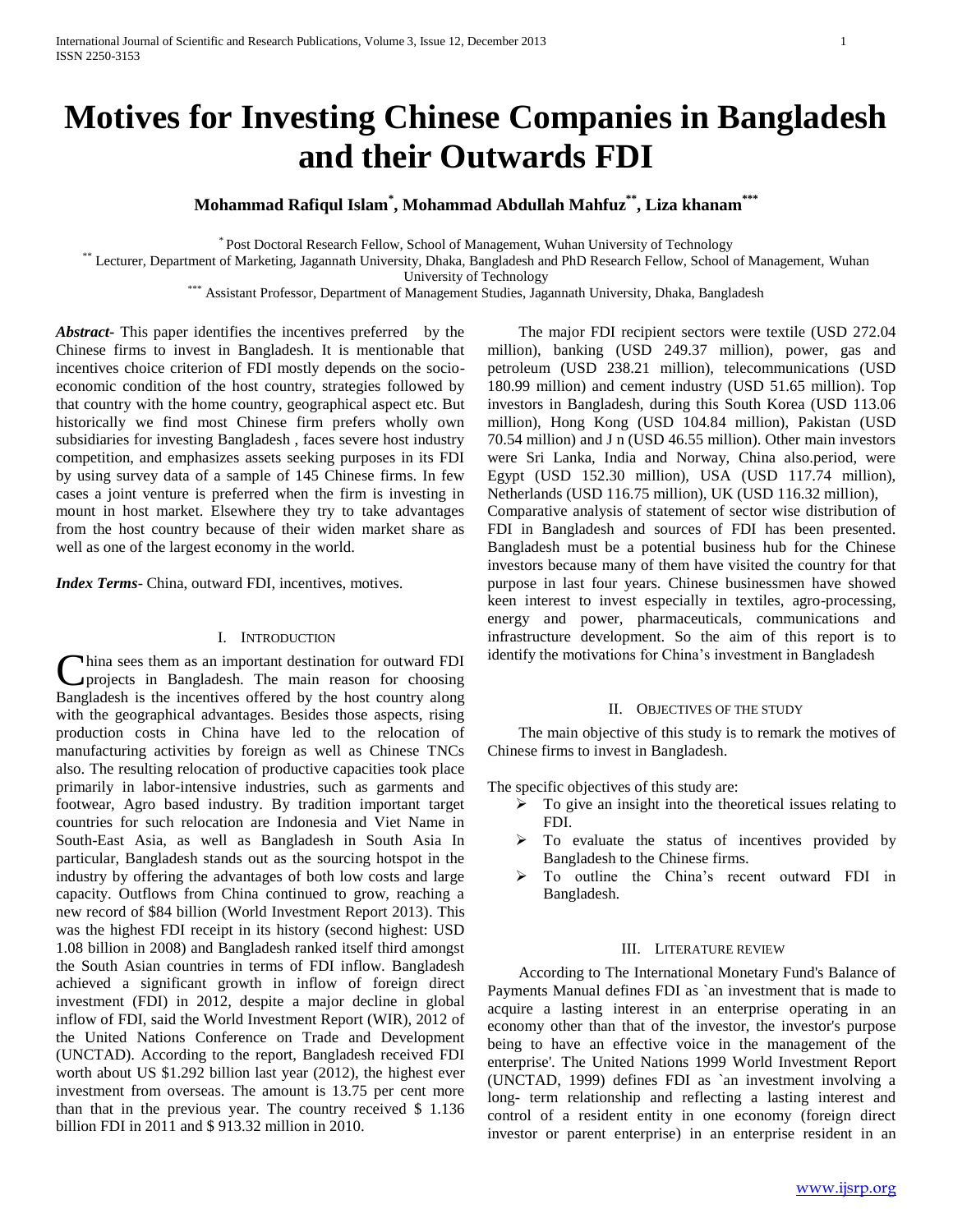# Motives for Investing Chinese Companies in Bangladesh and their Outwards FDI

**Mohammad Rafiqul Islam[*], Mohammad Abdullah Mahfuz[**], Liza khanam[***]**

[*] Post Doctoral Research Fellow, School of Management, Wuhan University of Technology
[**] Lecturer, Department of Marketing, Jagannath University, Dhaka, Bangladesh and PhD Research Fellow, School of Management, Wuhan University of Technology
[***] Assistant Professor, Department of Management Studies, Jagannath University, Dhaka, Bangladesh

***Abstract-*** This paper identifies the incentives preferred by the Chinese firms to invest in Bangladesh. It is mentionable that incentives choice criterion of FDI mostly depends on the socio-economic condition of the host country, strategies followed by that country with the home country, geographical aspect etc. But historically we find most Chinese firm prefers wholly own subsidiaries for investing Bangladesh , faces severe host industry competition, and emphasizes assets seeking purposes in its FDI by using survey data of a sample of 145 Chinese firms. In few cases a joint venture is preferred when the firm is investing in mount in host market. Elsewhere they try to take advantages from the host country because of their widen market share as well as one of the largest economy in the world.

***Index Terms-*** China, outward FDI, incentives, motives.

## I. Introduction

China sees them as an important destination for outward FDI projects in Bangladesh. The main reason for choosing Bangladesh is the incentives offered by the host country along with the geographical advantages. Besides those aspects, rising production costs in China have led to the relocation of manufacturing activities by foreign as well as Chinese TNCs also. The resulting relocation of productive capacities took place primarily in labor-intensive industries, such as garments and footwear, Agro based industry. By tradition important target countries for such relocation are Indonesia and Viet Name in South-East Asia, as well as Bangladesh in South Asia In particular, Bangladesh stands out as the sourcing hotspot in the industry by offering the advantages of both low costs and large capacity. Outflows from China continued to grow, reaching a new record of $84 billion (World Investment Report 2013). This was the highest FDI receipt in its history (second highest: USD 1.08 billion in 2008) and Bangladesh ranked itself third amongst the South Asian countries in terms of FDI inflow. Bangladesh achieved a significant growth in inflow of foreign direct investment (FDI) in 2012, despite a major decline in global inflow of FDI, said the World Investment Report (WIR), 2012 of the United Nations Conference on Trade and Development (UNCTAD). According to the report, Bangladesh received FDI worth about US $1.292 billion last year (2012), the highest ever investment from overseas. The amount is 13.75 per cent more than that in the previous year. The country received $ 1.136 billion FDI in 2011 and $ 913.32 million in 2010.

The major FDI recipient sectors were textile (USD 272.04 million), banking (USD 249.37 million), power, gas and petroleum (USD 238.21 million), telecommunications (USD 180.99 million) and cement industry (USD 51.65 million). Top investors in Bangladesh, during this South Korea (USD 113.06 million), Hong Kong (USD 104.84 million), Pakistan (USD 70.54 million) and J n (USD 46.55 million). Other main investors were Sri Lanka, India and Norway, China also.period, were Egypt (USD 152.30 million), USA (USD 117.74 million), Netherlands (USD 116.75 million), UK (USD 116.32 million),
Comparative analysis of statement of sector wise distribution of FDI in Bangladesh and sources of FDI has been presented. Bangladesh must be a potential business hub for the Chinese investors because many of them have visited the country for that purpose in last four years. Chinese businessmen have showed keen interest to invest especially in textiles, agro-processing, energy and power, pharmaceuticals, communications and infrastructure development. So the aim of this report is to identify the motivations for China's investment in Bangladesh

## II. Objectives of the Study

The main objective of this study is to remark the motives of Chinese firms to invest in Bangladesh.

The specific objectives of this study are:

- To give an insight into the theoretical issues relating to FDI.
- To evaluate the status of incentives provided by Bangladesh to the Chinese firms.
- To outline the China's recent outward FDI in Bangladesh.

## III. Literature Review

According to The International Monetary Fund's Balance of Payments Manual defines FDI as `an investment that is made to acquire a lasting interest in an enterprise operating in an economy other than that of the investor, the investor's purpose being to have an effective voice in the management of the enterprise'. The United Nations 1999 World Investment Report (UNCTAD, 1999) defines FDI as `an investment involving a long- term relationship and reflecting a lasting interest and control of a resident entity in one economy (foreign direct investor or parent enterprise) in an enterprise resident in an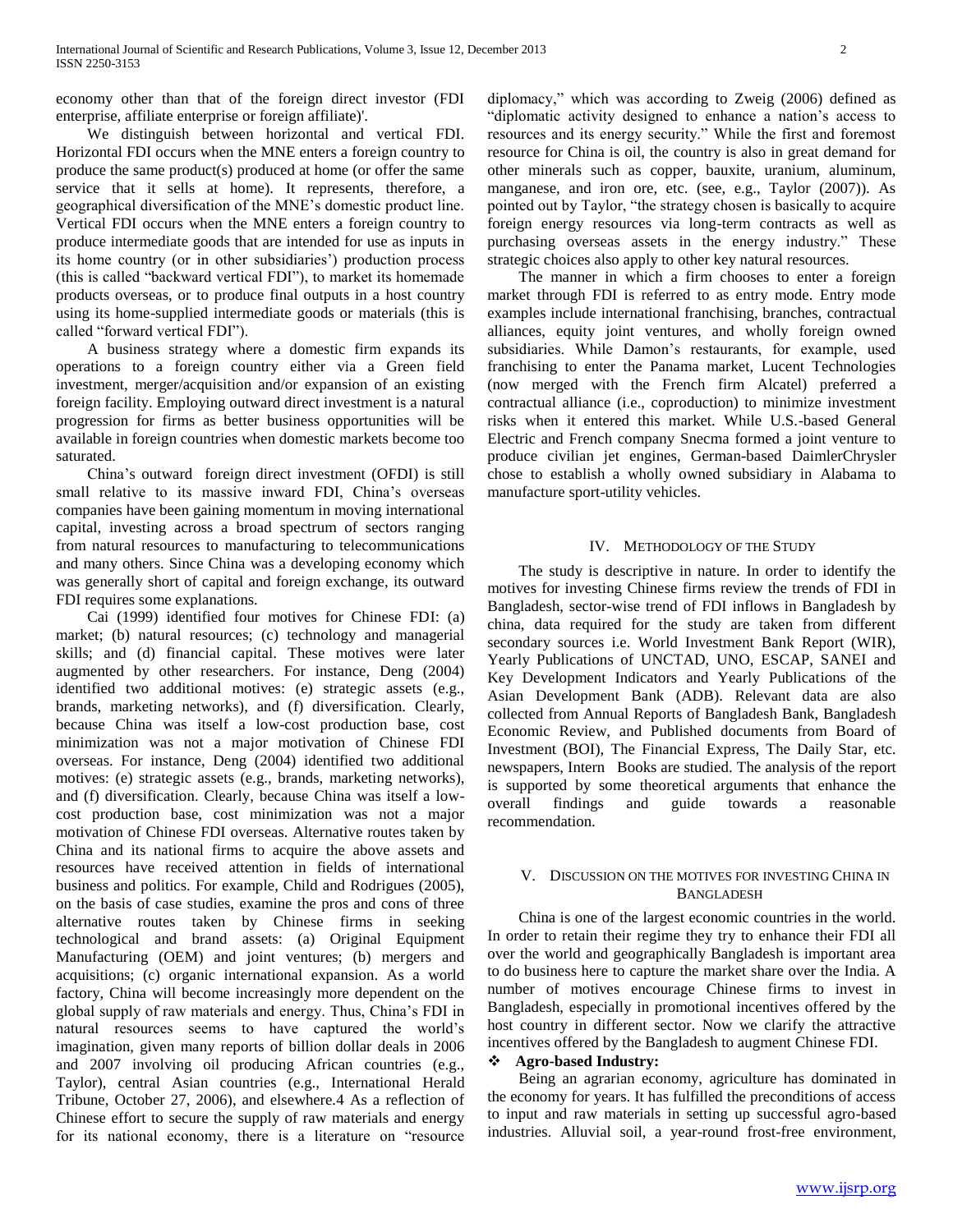economy other than that of the foreign direct investor (FDI enterprise, affiliate enterprise or foreign affiliate)'.

We distinguish between horizontal and vertical FDI. Horizontal FDI occurs when the MNE enters a foreign country to produce the same product(s) produced at home (or offer the same service that it sells at home). It represents, therefore, a geographical diversification of the MNE's domestic product line. Vertical FDI occurs when the MNE enters a foreign country to produce intermediate goods that are intended for use as inputs in its home country (or in other subsidiaries') production process (this is called "backward vertical FDI"), to market its homemade products overseas, or to produce final outputs in a host country using its home-supplied intermediate goods or materials (this is called "forward vertical FDI").

A business strategy where a domestic firm expands its operations to a foreign country either via a Green field investment, merger/acquisition and/or expansion of an existing foreign facility. Employing outward direct investment is a natural progression for firms as better business opportunities will be available in foreign countries when domestic markets become too saturated.

China's outward foreign direct investment (OFDI) is still small relative to its massive inward FDI, China's overseas companies have been gaining momentum in moving international capital, investing across a broad spectrum of sectors ranging from natural resources to manufacturing to telecommunications and many others. Since China was a developing economy which was generally short of capital and foreign exchange, its outward FDI requires some explanations.

Cai (1999) identified four motives for Chinese FDI: (a) market; (b) natural resources; (c) technology and managerial skills; and (d) financial capital. These motives were later augmented by other researchers. For instance, Deng (2004) identified two additional motives: (e) strategic assets (e.g., brands, marketing networks), and (f) diversification. Clearly, because China was itself a low-cost production base, cost minimization was not a major motivation of Chinese FDI overseas. For instance, Deng (2004) identified two additional motives: (e) strategic assets (e.g., brands, marketing networks), and (f) diversification. Clearly, because China was itself a low-cost production base, cost minimization was not a major motivation of Chinese FDI overseas. Alternative routes taken by China and its national firms to acquire the above assets and resources have received attention in fields of international business and politics. For example, Child and Rodrigues (2005), on the basis of case studies, examine the pros and cons of three alternative routes taken by Chinese firms in seeking technological and brand assets: (a) Original Equipment Manufacturing (OEM) and joint ventures; (b) mergers and acquisitions; (c) organic international expansion. As a world factory, China will become increasingly more dependent on the global supply of raw materials and energy. Thus, China's FDI in natural resources seems to have captured the world's imagination, given many reports of billion dollar deals in 2006 and 2007 involving oil producing African countries (e.g., Taylor), central Asian countries (e.g., International Herald Tribune, October 27, 2006), and elsewhere.4 As a reflection of Chinese effort to secure the supply of raw materials and energy for its national economy, there is a literature on "resource diplomacy," which was according to Zweig (2006) defined as "diplomatic activity designed to enhance a nation's access to resources and its energy security." While the first and foremost resource for China is oil, the country is also in great demand for other minerals such as copper, bauxite, uranium, aluminum, manganese, and iron ore, etc. (see, e.g., Taylor (2007)). As pointed out by Taylor, "the strategy chosen is basically to acquire foreign energy resources via long-term contracts as well as purchasing overseas assets in the energy industry." These strategic choices also apply to other key natural resources.

The manner in which a firm chooses to enter a foreign market through FDI is referred to as entry mode. Entry mode examples include international franchising, branches, contractual alliances, equity joint ventures, and wholly foreign owned subsidiaries. While Damon's restaurants, for example, used franchising to enter the Panama market, Lucent Technologies (now merged with the French firm Alcatel) preferred a contractual alliance (i.e., coproduction) to minimize investment risks when it entered this market. While U.S.-based General Electric and French company Snecma formed a joint venture to produce civilian jet engines, German-based DaimlerChrysler chose to establish a wholly owned subsidiary in Alabama to manufacture sport-utility vehicles.

## IV. Methodology of the Study

The study is descriptive in nature. In order to identify the motives for investing Chinese firms review the trends of FDI in Bangladesh, sector-wise trend of FDI inflows in Bangladesh by china, data required for the study are taken from different secondary sources i.e. World Investment Bank Report (WIR), Yearly Publications of UNCTAD, UNO, ESCAP, SANEI and Key Development Indicators and Yearly Publications of the Asian Development Bank (ADB). Relevant data are also collected from Annual Reports of Bangladesh Bank, Bangladesh Economic Review, and Published documents from Board of Investment (BOI), The Financial Express, The Daily Star, etc. newspapers, Intern Books are studied. The analysis of the report is supported by some theoretical arguments that enhance the overall findings and guide towards a reasonable recommendation.

## V. Discussion on the Motives for Investing China in Bangladesh

China is one of the largest economic countries in the world. In order to retain their regime they try to enhance their FDI all over the world and geographically Bangladesh is important area to do business here to capture the market share over the India. A number of motives encourage Chinese firms to invest in Bangladesh, especially in promotional incentives offered by the host country in different sector. Now we clarify the attractive incentives offered by the Bangladesh to augment Chinese FDI.

- **Agro-based Industry:**

Being an agrarian economy, agriculture has dominated in the economy for years. It has fulfilled the preconditions of access to input and raw materials in setting up successful agro-based industries. Alluvial soil, a year-round frost-free environment,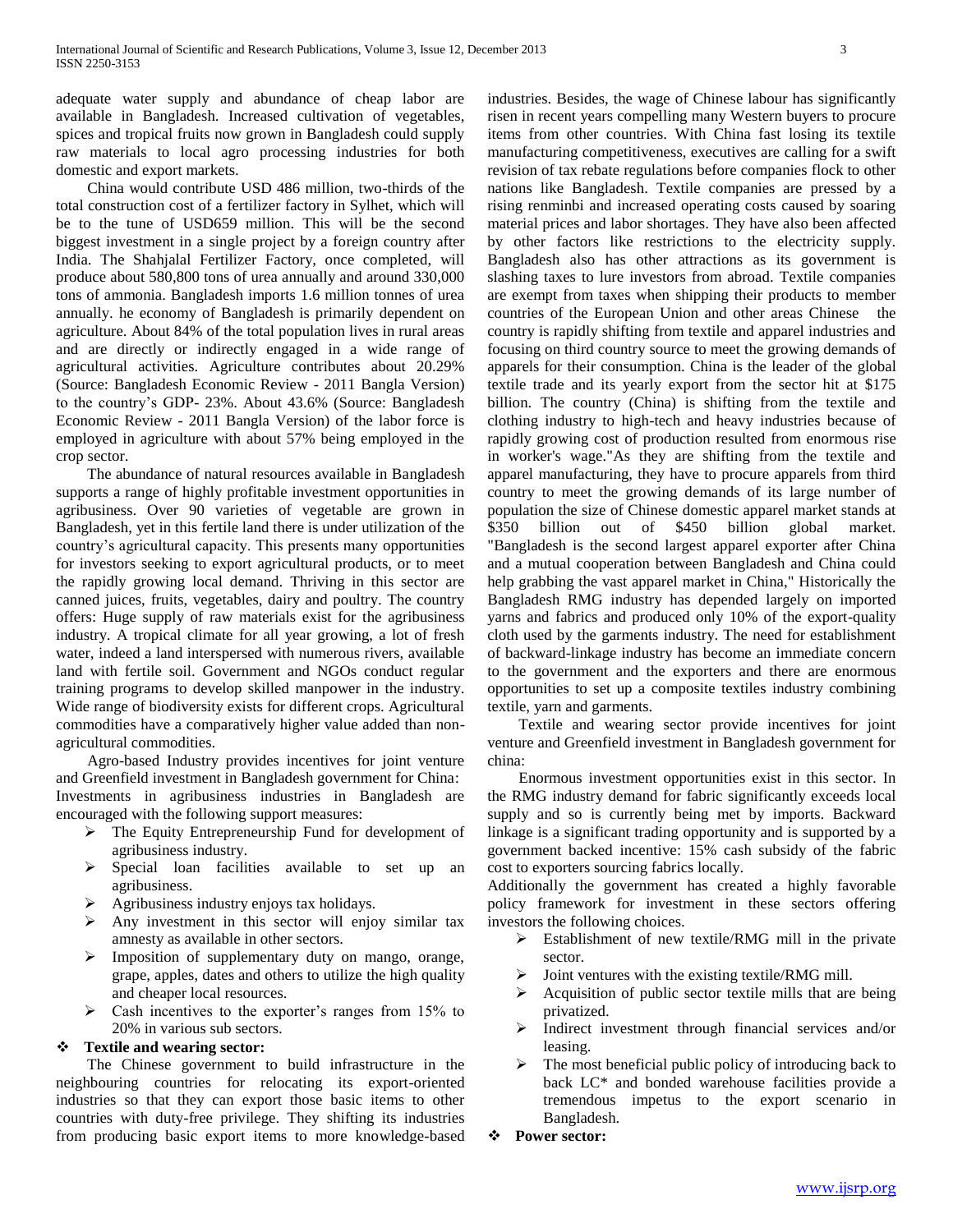adequate water supply and abundance of cheap labor are available in Bangladesh. Increased cultivation of vegetables, spices and tropical fruits now grown in Bangladesh could supply raw materials to local agro processing industries for both domestic and export markets.

China would contribute USD 486 million, two-thirds of the total construction cost of a fertilizer factory in Sylhet, which will be to the tune of USD659 million. This will be the second biggest investment in a single project by a foreign country after India. The Shahjalal Fertilizer Factory, once completed, will produce about 580,800 tons of urea annually and around 330,000 tons of ammonia. Bangladesh imports 1.6 million tonnes of urea annually. he economy of Bangladesh is primarily dependent on agriculture. About 84% of the total population lives in rural areas and are directly or indirectly engaged in a wide range of agricultural activities. Agriculture contributes about 20.29% (Source: Bangladesh Economic Review - 2011 Bangla Version) to the country's GDP- 23%. About 43.6% (Source: Bangladesh Economic Review - 2011 Bangla Version) of the labor force is employed in agriculture with about 57% being employed in the crop sector.

The abundance of natural resources available in Bangladesh supports a range of highly profitable investment opportunities in agribusiness. Over 90 varieties of vegetable are grown in Bangladesh, yet in this fertile land there is under utilization of the country's agricultural capacity. This presents many opportunities for investors seeking to export agricultural products, or to meet the rapidly growing local demand. Thriving in this sector are canned juices, fruits, vegetables, dairy and poultry. The country offers: Huge supply of raw materials exist for the agribusiness industry. A tropical climate for all year growing, a lot of fresh water, indeed a land interspersed with numerous rivers, available land with fertile soil. Government and NGOs conduct regular training programs to develop skilled manpower in the industry. Wide range of biodiversity exists for different crops. Agricultural commodities have a comparatively higher value added than non-agricultural commodities.

Agro-based Industry provides incentives for joint venture and Greenfield investment in Bangladesh government for China:
Investments in agribusiness industries in Bangladesh are encouraged with the following support measures:

- The Equity Entrepreneurship Fund for development of agribusiness industry.
- Special loan facilities available to set up an agribusiness.
- Agribusiness industry enjoys tax holidays.
- Any investment in this sector will enjoy similar tax amnesty as available in other sectors.
- Imposition of supplementary duty on mango, orange, grape, apples, dates and others to utilize the high quality and cheaper local resources.
- Cash incentives to the exporter's ranges from 15% to 20% in various sub sectors.

**Textile and wearing sector:**

The Chinese government to build infrastructure in the neighbouring countries for relocating its export-oriented industries so that they can export those basic items to other countries with duty-free privilege. They shifting its industries from producing basic export items to more knowledge-based industries. Besides, the wage of Chinese labour has significantly risen in recent years compelling many Western buyers to procure items from other countries. With China fast losing its textile manufacturing competitiveness, executives are calling for a swift revision of tax rebate regulations before companies flock to other nations like Bangladesh. Textile companies are pressed by a rising renminbi and increased operating costs caused by soaring material prices and labor shortages. They have also been affected by other factors like restrictions to the electricity supply. Bangladesh also has other attractions as its government is slashing taxes to lure investors from abroad. Textile companies are exempt from taxes when shipping their products to member countries of the European Union and other areas Chinese the country is rapidly shifting from textile and apparel industries and focusing on third country source to meet the growing demands of apparels for their consumption. China is the leader of the global textile trade and its yearly export from the sector hit at $175 billion. The country (China) is shifting from the textile and clothing industry to high-tech and heavy industries because of rapidly growing cost of production resulted from enormous rise in worker's wage."As they are shifting from the textile and apparel manufacturing, they have to procure apparels from third country to meet the growing demands of its large number of population the size of Chinese domestic apparel market stands at $350 billion out of $450 billion global market. "Bangladesh is the second largest apparel exporter after China and a mutual cooperation between Bangladesh and China could help grabbing the vast apparel market in China," Historically the Bangladesh RMG industry has depended largely on imported yarns and fabrics and produced only 10% of the export-quality cloth used by the garments industry. The need for establishment of backward-linkage industry has become an immediate concern to the government and the exporters and there are enormous opportunities to set up a composite textiles industry combining textile, yarn and garments.

Textile and wearing sector provide incentives for joint venture and Greenfield investment in Bangladesh government for china:

Enormous investment opportunities exist in this sector. In the RMG industry demand for fabric significantly exceeds local supply and so is currently being met by imports. Backward linkage is a significant trading opportunity and is supported by a government backed incentive: 15% cash subsidy of the fabric cost to exporters sourcing fabrics locally.
Additionally the government has created a highly favorable policy framework for investment in these sectors offering investors the following choices.

- Establishment of new textile/RMG mill in the private sector.
- Joint ventures with the existing textile/RMG mill.
- Acquisition of public sector textile mills that are being privatized.
- Indirect investment through financial services and/or leasing.
- The most beneficial public policy of introducing back to back LC* and bonded warehouse facilities provide a tremendous impetus to the export scenario in Bangladesh.

**Power sector:**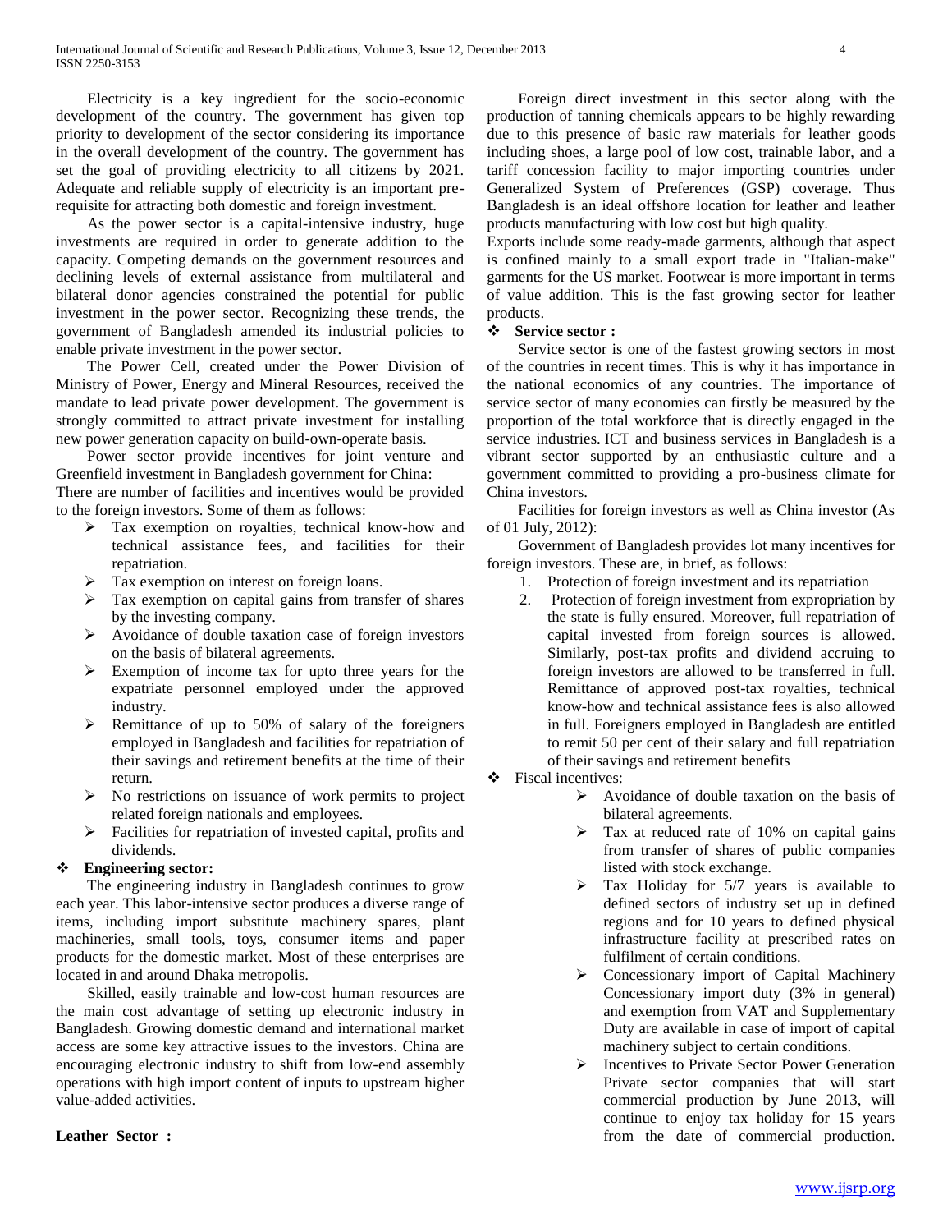Electricity is a key ingredient for the socio-economic development of the country. The government has given top priority to development of the sector considering its importance in the overall development of the country. The government has set the goal of providing electricity to all citizens by 2021. Adequate and reliable supply of electricity is an important pre-requisite for attracting both domestic and foreign investment.

As the power sector is a capital-intensive industry, huge investments are required in order to generate addition to the capacity. Competing demands on the government resources and declining levels of external assistance from multilateral and bilateral donor agencies constrained the potential for public investment in the power sector. Recognizing these trends, the government of Bangladesh amended its industrial policies to enable private investment in the power sector.

The Power Cell, created under the Power Division of Ministry of Power, Energy and Mineral Resources, received the mandate to lead private power development. The government is strongly committed to attract private investment for installing new power generation capacity on build-own-operate basis.

Power sector provide incentives for joint venture and Greenfield investment in Bangladesh government for China:

There are number of facilities and incentives would be provided to the foreign investors. Some of them as follows:

- Tax exemption on royalties, technical know-how and technical assistance fees, and facilities for their repatriation.
- Tax exemption on interest on foreign loans.
- Tax exemption on capital gains from transfer of shares by the investing company.
- Avoidance of double taxation case of foreign investors on the basis of bilateral agreements.
- Exemption of income tax for upto three years for the expatriate personnel employed under the approved industry.
- Remittance of up to 50% of salary of the foreigners employed in Bangladesh and facilities for repatriation of their savings and retirement benefits at the time of their return.
- No restrictions on issuance of work permits to project related foreign nationals and employees.
- Facilities for repatriation of invested capital, profits and dividends.

**Engineering sector:**

The engineering industry in Bangladesh continues to grow each year. This labor-intensive sector produces a diverse range of items, including import substitute machinery spares, plant machineries, small tools, toys, consumer items and paper products for the domestic market. Most of these enterprises are located in and around Dhaka metropolis.

Skilled, easily trainable and low-cost human resources are the main cost advantage of setting up electronic industry in Bangladesh. Growing domestic demand and international market access are some key attractive issues to the investors. China are encouraging electronic industry to shift from low-end assembly operations with high import content of inputs to upstream higher value-added activities.

**Leather Sector :**

Foreign direct investment in this sector along with the production of tanning chemicals appears to be highly rewarding due to this presence of basic raw materials for leather goods including shoes, a large pool of low cost, trainable labor, and a tariff concession facility to major importing countries under Generalized System of Preferences (GSP) coverage. Thus Bangladesh is an ideal offshore location for leather and leather products manufacturing with low cost but high quality.

Exports include some ready-made garments, although that aspect is confined mainly to a small export trade in "Italian-make" garments for the US market. Footwear is more important in terms of value addition. This is the fast growing sector for leather products.

**Service sector :**

Service sector is one of the fastest growing sectors in most of the countries in recent times. This is why it has importance in the national economics of any countries. The importance of service sector of many economies can firstly be measured by the proportion of the total workforce that is directly engaged in the service industries. ICT and business services in Bangladesh is a vibrant sector supported by an enthusiastic culture and a government committed to providing a pro-business climate for China investors.

Facilities for foreign investors as well as China investor (As of 01 July, 2012):

Government of Bangladesh provides lot many incentives for foreign investors. These are, in brief, as follows:

1. Protection of foreign investment and its repatriation
2. Protection of foreign investment from expropriation by the state is fully ensured. Moreover, full repatriation of capital invested from foreign sources is allowed. Similarly, post-tax profits and dividend accruing to foreign investors are allowed to be transferred in full. Remittance of approved post-tax royalties, technical know-how and technical assistance fees is also allowed in full. Foreigners employed in Bangladesh are entitled to remit 50 per cent of their salary and full repatriation of their savings and retirement benefits

- Fiscal incentives:
  - Avoidance of double taxation on the basis of bilateral agreements.
  - Tax at reduced rate of 10% on capital gains from transfer of shares of public companies listed with stock exchange.
  - Tax Holiday for 5/7 years is available to defined sectors of industry set up in defined regions and for 10 years to defined physical infrastructure facility at prescribed rates on fulfilment of certain conditions.
  - Concessionary import of Capital Machinery Concessionary import duty (3% in general) and exemption from VAT and Supplementary Duty are available in case of import of capital machinery subject to certain conditions.
  - Incentives to Private Sector Power Generation Private sector companies that will start commercial production by June 2013, will continue to enjoy tax holiday for 15 years from the date of commercial production.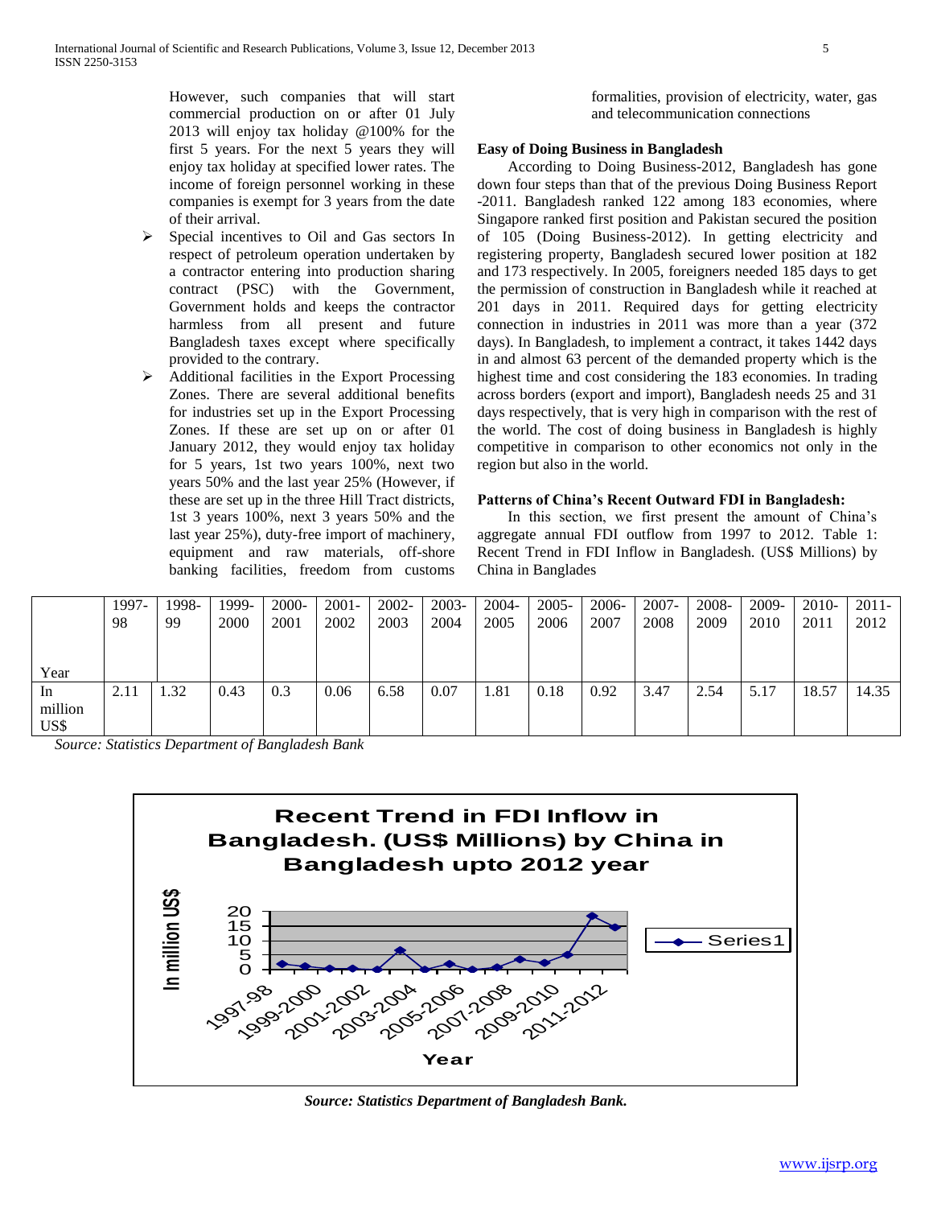However, such companies that will start commercial production on or after 01 July 2013 will enjoy tax holiday @100% for the first 5 years. For the next 5 years they will enjoy tax holiday at specified lower rates. The income of foreign personnel working in these companies is exempt for 3 years from the date of their arrival.

- Special incentives to Oil and Gas sectors In respect of petroleum operation undertaken by a contractor entering into production sharing contract (PSC) with the Government, Government holds and keeps the contractor harmless from all present and future Bangladesh taxes except where specifically provided to the contrary.
- Additional facilities in the Export Processing Zones. There are several additional benefits for industries set up in the Export Processing Zones. If these are set up on or after 01 January 2012, they would enjoy tax holiday for 5 years, 1st two years 100%, next two years 50% and the last year 25% (However, if these are set up in the three Hill Tract districts, 1st 3 years 100%, next 3 years 50% and the last year 25%), duty-free import of machinery, equipment and raw materials, off-shore banking facilities, freedom from customs formalities, provision of electricity, water, gas and telecommunication connections

### Easy of Doing Business in Bangladesh

According to Doing Business-2012, Bangladesh has gone down four steps than that of the previous Doing Business Report -2011. Bangladesh ranked 122 among 183 economies, where Singapore ranked first position and Pakistan secured the position of 105 (Doing Business-2012). In getting electricity and registering property, Bangladesh secured lower position at 182 and 173 respectively. In 2005, foreigners needed 185 days to get the permission of construction in Bangladesh while it reached at 201 days in 2011. Required days for getting electricity connection in industries in 2011 was more than a year (372 days). In Bangladesh, to implement a contract, it takes 1442 days in and almost 63 percent of the demanded property which is the highest time and cost considering the 183 economies. In trading across borders (export and import), Bangladesh needs 25 and 31 days respectively, that is very high in comparison with the rest of the world. The cost of doing business in Bangladesh is highly competitive in comparison to other economics not only in the region but also in the world.

### Patterns of China's Recent Outward FDI in Bangladesh:

In this section, we first present the amount of China's aggregate annual FDI outflow from 1997 to 2012. Table 1: Recent Trend in FDI Inflow in Bangladesh. (US$ Millions) by China in Banglades

| Year | 1997-98 | 1998-99 | 1999-2000 | 2000-2001 | 2001-2002 | 2002-2003 | 2003-2004 | 2004-2005 | 2005-2006 | 2006-2007 | 2007-2008 | 2008-2009 | 2009-2010 | 2010-2011 | 2011-2012 |
|---|---|---|---|---|---|---|---|---|---|---|---|---|---|---|---|
| In million US$ | 2.11 | 1.32 | 0.43 | 0.3 | 0.06 | 6.58 | 0.07 | 1.81 | 0.18 | 0.92 | 3.47 | 2.54 | 5.17 | 18.57 | 14.35 |

*Source: Statistics Department of Bangladesh Bank*

***Source: Statistics Department of Bangladesh Bank.***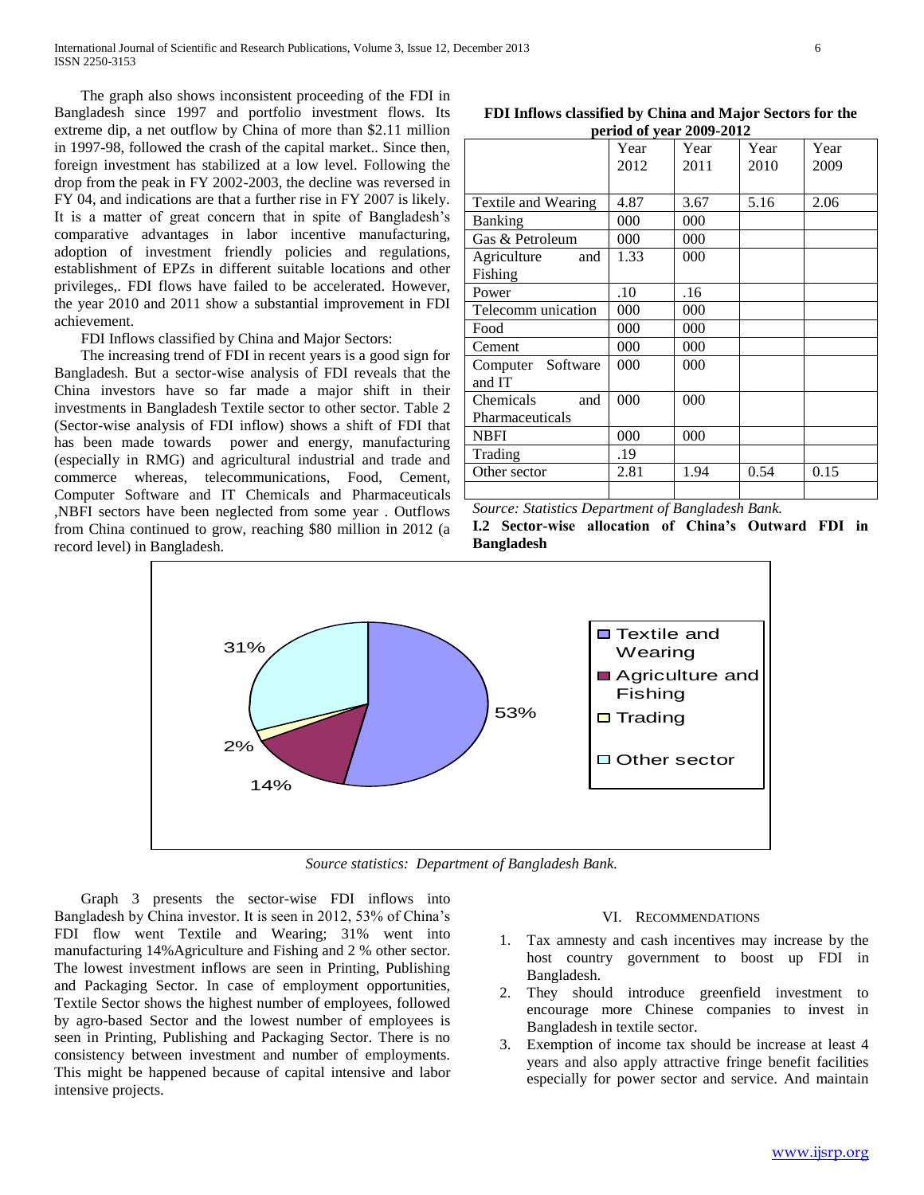The graph also shows inconsistent proceeding of the FDI in Bangladesh since 1997 and portfolio investment flows. Its extreme dip, a net outflow by China of more than $2.11 million in 1997-98, followed the crash of the capital market.. Since then, foreign investment has stabilized at a low level. Following the drop from the peak in FY 2002-2003, the decline was reversed in FY 04, and indications are that a further rise in FY 2007 is likely. It is a matter of great concern that in spite of Bangladesh's comparative advantages in labor incentive manufacturing, adoption of investment friendly policies and regulations, establishment of EPZs in different suitable locations and other privileges,. FDI flows have failed to be accelerated. However, the year 2010 and 2011 show a substantial improvement in FDI achievement.

FDI Inflows classified by China and Major Sectors:

The increasing trend of FDI in recent years is a good sign for Bangladesh. But a sector-wise analysis of FDI reveals that the China investors have so far made a major shift in their investments in Bangladesh Textile sector to other sector. Table 2 (Sector-wise analysis of FDI inflow) shows a shift of FDI that has been made towards power and energy, manufacturing (especially in RMG) and agricultural industrial and trade and commerce whereas, telecommunications, Food, Cement, Computer Software and IT Chemicals and Pharmaceuticals ,NBFI sectors have been neglected from some year . Outflows from China continued to grow, reaching $80 million in 2012 (a record level) in Bangladesh.

**FDI Inflows classified by China and Major Sectors for the period of year 2009-2012**

| | Year 2012 | Year 2011 | Year 2010 | Year 2009 |
|---|---|---|---|---|
| Textile and Wearing | 4.87 | 3.67 | 5.16 | 2.06 |
| Banking | 000 | 000 | | |
| Gas & Petroleum | 000 | 000 | | |
| Agriculture and Fishing | 1.33 | 000 | | |
| Power | .10 | .16 | | |
| Telecomm unication | 000 | 000 | | |
| Food | 000 | 000 | | |
| Cement | 000 | 000 | | |
| Computer Software and IT | 000 | 000 | | |
| Chemicals and Pharmaceuticals | 000 | 000 | | |
| NBFI | 000 | 000 | | |
| Trading | .19 | | | |
| Other sector | 2.81 | 1.94 | 0.54 | 0.15 |
| | | | | |

*Source: Statistics Department of Bangladesh Bank.*

**I.2 Sector-wise allocation of China's Outward FDI in Bangladesh**

*Source statistics: Department of Bangladesh Bank.*

Graph 3 presents the sector-wise FDI inflows into Bangladesh by China investor. It is seen in 2012, 53% of China's FDI flow went Textile and Wearing; 31% went into manufacturing 14%Agriculture and Fishing and 2 % other sector. The lowest investment inflows are seen in Printing, Publishing and Packaging Sector. In case of employment opportunities, Textile Sector shows the highest number of employees, followed by agro-based Sector and the lowest number of employees is seen in Printing, Publishing and Packaging Sector. There is no consistency between investment and number of employments. This might be happened because of capital intensive and labor intensive projects.

## VI. Recommendations

1. Tax amnesty and cash incentives may increase by the host country government to boost up FDI in Bangladesh.
2. They should introduce greenfield investment to encourage more Chinese companies to invest in Bangladesh in textile sector.
3. Exemption of income tax should be increase at least 4 years and also apply attractive fringe benefit facilities especially for power sector and service. And maintain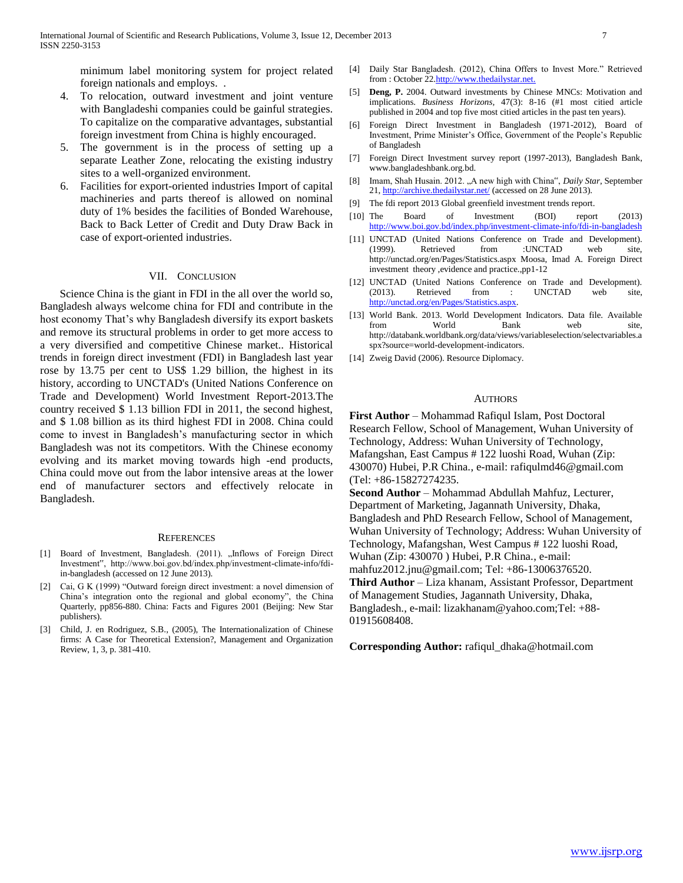minimum label monitoring system for project related foreign nationals and employs. .

4. To relocation, outward investment and joint venture with Bangladeshi companies could be gainful strategies. To capitalize on the comparative advantages, substantial foreign investment from China is highly encouraged.
5. The government is in the process of setting up a separate Leather Zone, relocating the existing industry sites to a well-organized environment.
6. Facilities for export-oriented industries Import of capital machineries and parts thereof is allowed on nominal duty of 1% besides the facilities of Bonded Warehouse, Back to Back Letter of Credit and Duty Draw Back in case of export-oriented industries.

## VII. Conclusion

Science China is the giant in FDI in the all over the world so, Bangladesh always welcome china for FDI and contribute in the host economy That's why Bangladesh diversify its export baskets and remove its structural problems in order to get more access to a very diversified and competitive Chinese market.. Historical trends in foreign direct investment (FDI) in Bangladesh last year rose by 13.75 per cent to US$ 1.29 billion, the highest in its history, according to UNCTAD's (United Nations Conference on Trade and Development) World Investment Report-2013.The country received $ 1.13 billion FDI in 2011, the second highest, and $ 1.08 billion as its third highest FDI in 2008. China could come to invest in Bangladesh's manufacturing sector in which Bangladesh was not its competitors. With the Chinese economy evolving and its market moving towards high -end products, China could move out from the labor intensive areas at the lower end of manufacturer sectors and effectively relocate in Bangladesh.

## References

[1] Board of Investment, Bangladesh. (2011). „Inflows of Foreign Direct Investment", http://www.boi.gov.bd/index.php/investment-climate-info/fdi-in-bangladesh (accessed on 12 June 2013).

[2] Cai, G K (1999) "Outward foreign direct investment: a novel dimension of China's integration onto the regional and global economy", the China Quarterly, pp856-880. China: Facts and Figures 2001 (Beijing: New Star publishers).

[3] Child, J. en Rodriguez, S.B., (2005), The Internationalization of Chinese firms: A Case for Theoretical Extension?, Management and Organization Review, 1, 3, p. 381-410.

[4] Daily Star Bangladesh. (2012), China Offers to Invest More." Retrieved from : October 22.http://www.thedailystar.net.

[5] **Deng, P.** 2004. Outward investments by Chinese MNCs: Motivation and implications. *Business Horizons*, 47(3): 8-16 (#1 most citied article published in 2004 and top five most citied articles in the past ten years).

[6] Foreign Direct Investment in Bangladesh (1971-2012), Board of Investment, Prime Minister's Office, Government of the People's Republic of Bangladesh

[7] Foreign Direct Investment survey report (1997-2013), Bangladesh Bank, www.bangladeshbank.org.bd.

[8] Imam, Shah Husain. 2012. „A new high with China", *Daily Star*, September 21, http://archive.thedailystar.net/ (accessed on 28 June 2013).

[9] The fdi report 2013 Global greenfield investment trends report.

[10] The Board of Investment (BOI) report (2013) http://www.boi.gov.bd/index.php/investment-climate-info/fdi-in-bangladesh

[11] UNCTAD (United Nations Conference on Trade and Development). (1999). Retrieved from :UNCTAD web site, http://unctad.org/en/Pages/Statistics.aspx Moosa, Imad A. Foreign Direct investment theory ,evidence and practice.,pp1-12

[12] UNCTAD (United Nations Conference on Trade and Development). (2013). Retrieved from : UNCTAD web site, http://unctad.org/en/Pages/Statistics.aspx.

[13] World Bank. 2013. World Development Indicators. Data file. Available from World Bank web site, http://databank.worldbank.org/data/views/variableselection/selectvariables.aspx?source=world-development-indicators.

[14] Zweig David (2006). Resource Diplomacy.

## Authors

**First Author** – Mohammad Rafiqul Islam, Post Doctoral Research Fellow, School of Management, Wuhan University of Technology, Address: Wuhan University of Technology, Mafangshan, East Campus # 122 luoshi Road, Wuhan (Zip: 430070) Hubei, P.R China., e-mail: rafiqulmd46@gmail.com (Tel: +86-15827274235.

**Second Author** – Mohammad Abdullah Mahfuz, Lecturer, Department of Marketing, Jagannath University, Dhaka, Bangladesh and PhD Research Fellow, School of Management, Wuhan University of Technology; Address: Wuhan University of Technology, Mafangshan, West Campus # 122 luoshi Road, Wuhan (Zip: 430070 ) Hubei, P.R China., e-mail: mahfuz2012.jnu@gmail.com; Tel: +86-13006376520.

**Third Author** – Liza khanam, Assistant Professor, Department of Management Studies, Jagannath University, Dhaka, Bangladesh., e-mail: lizakhanam@yahoo.com;Tel: +88-01915608408.

**Corresponding Author:** rafiqul_dhaka@hotmail.com